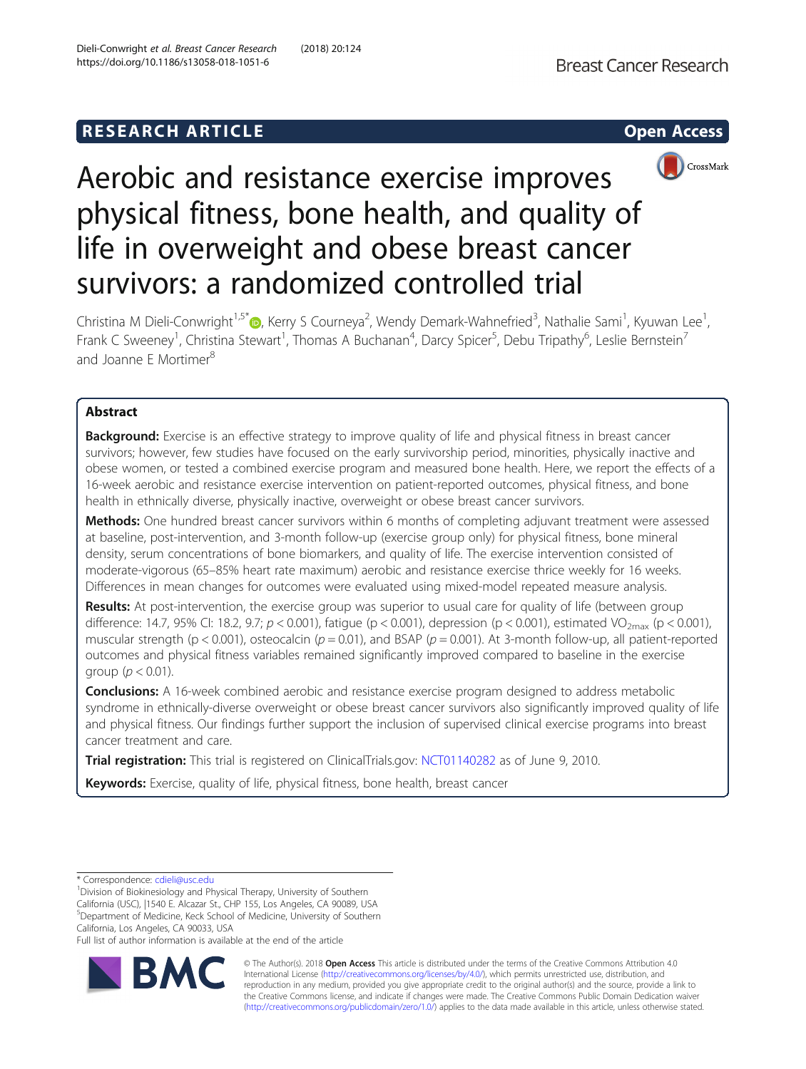RESEARCH ARTICLE

Open Access

# Aerobic and resistance exercise improves physical fitness, bone health, and quality of life in overweight and obese breast cancer survivors: a randomized controlled trial

Christina M Dieli-Conwright[1,5*], Kerry S Courneya[2], Wendy Demark-Wahnefried[3], Nathalie Sami[1], Kyuwan Lee[1], Frank C Sweeney[1], Christina Stewart[1], Thomas A Buchanan[4], Darcy Spicer[5], Debu Tripathy[6], Leslie Bernstein[7] and Joanne E Mortimer[8]

## Abstract

**Background:** Exercise is an effective strategy to improve quality of life and physical fitness in breast cancer survivors; however, few studies have focused on the early survivorship period, minorities, physically inactive and obese women, or tested a combined exercise program and measured bone health. Here, we report the effects of a 16-week aerobic and resistance exercise intervention on patient-reported outcomes, physical fitness, and bone health in ethnically diverse, physically inactive, overweight or obese breast cancer survivors.

**Methods:** One hundred breast cancer survivors within 6 months of completing adjuvant treatment were assessed at baseline, post-intervention, and 3-month follow-up (exercise group only) for physical fitness, bone mineral density, serum concentrations of bone biomarkers, and quality of life. The exercise intervention consisted of moderate-vigorous (65–85% heart rate maximum) aerobic and resistance exercise thrice weekly for 16 weeks. Differences in mean changes for outcomes were evaluated using mixed-model repeated measure analysis.

**Results:** At post-intervention, the exercise group was superior to usual care for quality of life (between group difference: 14.7, 95% CI: 18.2, 9.7; $p < 0.001$), fatigue ($p < 0.001$), depression ($p < 0.001$), estimated $VO_{2max}$ ($p < 0.001$), muscular strength ($p < 0.001$), osteocalcin ($p = 0.01$), and BSAP ($p = 0.001$). At 3-month follow-up, all patient-reported outcomes and physical fitness variables remained significantly improved compared to baseline in the exercise group ($p < 0.01$).

**Conclusions:** A 16-week combined aerobic and resistance exercise program designed to address metabolic syndrome in ethnically-diverse overweight or obese breast cancer survivors also significantly improved quality of life and physical fitness. Our findings further support the inclusion of supervised clinical exercise programs into breast cancer treatment and care.

**Trial registration:** This trial is registered on ClinicalTrials.gov: NCT01140282 as of June 9, 2010.

**Keywords:** Exercise, quality of life, physical fitness, bone health, breast cancer

---

* Correspondence: cdieli@usc.edu
[1]Division of Biokinesiology and Physical Therapy, University of Southern California (USC), |1540 E. Alcazar St., CHP 155, Los Angeles, CA 90089, USA
[5]Department of Medicine, Keck School of Medicine, University of Southern California, Los Angeles, CA 90033, USA
Full list of author information is available at the end of the article

© The Author(s). 2018 **Open Access** This article is distributed under the terms of the Creative Commons Attribution 4.0 International License (http://creativecommons.org/licenses/by/4.0/), which permits unrestricted use, distribution, and reproduction in any medium, provided you give appropriate credit to the original author(s) and the source, provide a link to the Creative Commons license, and indicate if changes were made. The Creative Commons Public Domain Dedication waiver (http://creativecommons.org/publicdomain/zero/1.0/) applies to the data made available in this article, unless otherwise stated.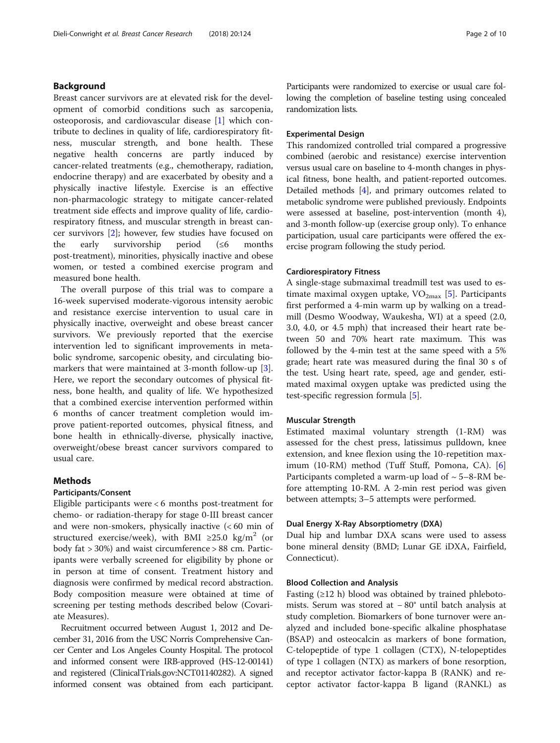## Background

Breast cancer survivors are at elevated risk for the development of comorbid conditions such as sarcopenia, osteoporosis, and cardiovascular disease [1] which contribute to declines in quality of life, cardiorespiratory fitness, muscular strength, and bone health. These negative health concerns are partly induced by cancer-related treatments (e.g., chemotherapy, radiation, endocrine therapy) and are exacerbated by obesity and a physically inactive lifestyle. Exercise is an effective non-pharmacologic strategy to mitigate cancer-related treatment side effects and improve quality of life, cardiorespiratory fitness, and muscular strength in breast cancer survivors [2]; however, few studies have focused on the early survivorship period (≤6 months post-treatment), minorities, physically inactive and obese women, or tested a combined exercise program and measured bone health.

The overall purpose of this trial was to compare a 16-week supervised moderate-vigorous intensity aerobic and resistance exercise intervention to usual care in physically inactive, overweight and obese breast cancer survivors. We previously reported that the exercise intervention led to significant improvements in metabolic syndrome, sarcopenic obesity, and circulating biomarkers that were maintained at 3-month follow-up [3]. Here, we report the secondary outcomes of physical fitness, bone health, and quality of life. We hypothesized that a combined exercise intervention performed within 6 months of cancer treatment completion would improve patient-reported outcomes, physical fitness, and bone health in ethnically-diverse, physically inactive, overweight/obese breast cancer survivors compared to usual care.

## Methods

### Participants/Consent

Eligible participants were < 6 months post-treatment for chemo- or radiation-therapy for stage 0-III breast cancer and were non-smokers, physically inactive (< 60 min of structured exercise/week), with BMI ≥25.0 kg/m$^2$ (or body fat > 30%) and waist circumference > 88 cm. Participants were verbally screened for eligibility by phone or in person at time of consent. Treatment history and diagnosis were confirmed by medical record abstraction. Body composition measure were obtained at time of screening per testing methods described below (Covariate Measures).

Recruitment occurred between August 1, 2012 and December 31, 2016 from the USC Norris Comprehensive Cancer Center and Los Angeles County Hospital. The protocol and informed consent were IRB-approved (HS-12-00141) and registered (ClinicalTrials.gov:NCT01140282). A signed informed consent was obtained from each participant. Participants were randomized to exercise or usual care following the completion of baseline testing using concealed randomization lists.

### Experimental Design

This randomized controlled trial compared a progressive combined (aerobic and resistance) exercise intervention versus usual care on baseline to 4-month changes in physical fitness, bone health, and patient-reported outcomes. Detailed methods [4], and primary outcomes related to metabolic syndrome were published previously. Endpoints were assessed at baseline, post-intervention (month 4), and 3-month follow-up (exercise group only). To enhance participation, usual care participants were offered the exercise program following the study period.

### Cardiorespiratory Fitness

A single-stage submaximal treadmill test was used to estimate maximal oxygen uptake, $VO_{2max}$ [5]. Participants first performed a 4-min warm up by walking on a treadmill (Desmo Woodway, Waukesha, WI) at a speed (2.0, 3.0, 4.0, or 4.5 mph) that increased their heart rate between 50 and 70% heart rate maximum. This was followed by the 4-min test at the same speed with a 5% grade; heart rate was measured during the final 30 s of the test. Using heart rate, speed, age and gender, estimated maximal oxygen uptake was predicted using the test-specific regression formula [5].

### Muscular Strength

Estimated maximal voluntary strength (1-RM) was assessed for the chest press, latissimus pulldown, knee extension, and knee flexion using the 10-repetition maximum (10-RM) method (Tuff Stuff, Pomona, CA). [6] Participants completed a warm-up load of ~ 5–8-RM before attempting 10-RM. A 2-min rest period was given between attempts; 3–5 attempts were performed.

### Dual Energy X-Ray Absorptiometry (DXA)

Dual hip and lumbar DXA scans were used to assess bone mineral density (BMD; Lunar GE iDXA, Fairfield, Connecticut).

### Blood Collection and Analysis

Fasting (≥12 h) blood was obtained by trained phlebotomists. Serum was stored at − 80° until batch analysis at study completion. Biomarkers of bone turnover were analyzed and included bone-specific alkaline phosphatase (BSAP) and osteocalcin as markers of bone formation, C-telopeptide of type 1 collagen (CTX), N-telopeptides of type 1 collagen (NTX) as markers of bone resorption, and receptor activator factor-kappa B (RANK) and receptor activator factor-kappa B ligand (RANKL) as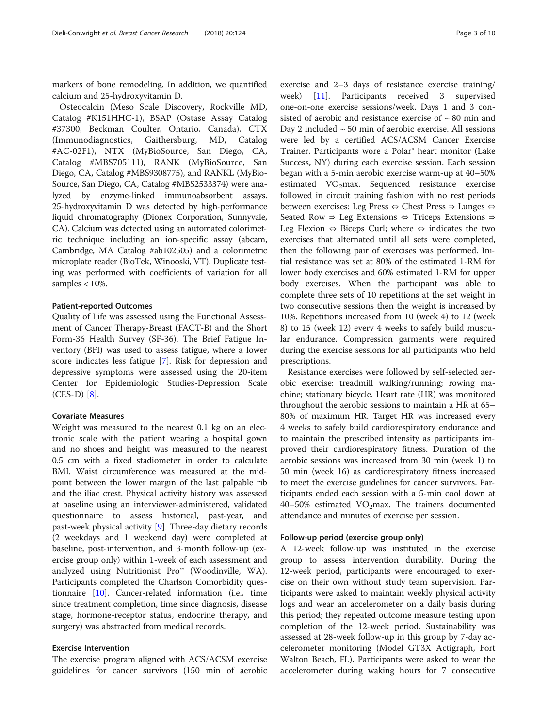markers of bone remodeling. In addition, we quantified calcium and 25-hydroxyvitamin D.

Osteocalcin (Meso Scale Discovery, Rockville MD, Catalog #K151HHC-1), BSAP (Ostase Assay Catalog #37300, Beckman Coulter, Ontario, Canada), CTX (Immunodiagnostics, Gaithersburg, MD, Catalog #AC-02F1), NTX (MyBioSource, San Diego, CA, Catalog #MBS705111), RANK (MyBioSource, San Diego, CA, Catalog #MBS9308775), and RANKL (MyBioSource, San Diego, CA, Catalog #MBS2533374) were analyzed by enzyme-linked immunoabsorbent assays. 25-hydroxyvitamin D was detected by high-performance liquid chromatography (Dionex Corporation, Sunnyvale, CA). Calcium was detected using an automated colorimetric technique including an ion-specific assay (abcam, Cambridge, MA Catalog #ab102505) and a colorimetric microplate reader (BioTek, Winooski, VT). Duplicate testing was performed with coefficients of variation for all samples < 10%.

#### Patient-reported Outcomes

Quality of Life was assessed using the Functional Assessment of Cancer Therapy-Breast (FACT-B) and the Short Form-36 Health Survey (SF-36). The Brief Fatigue Inventory (BFI) was used to assess fatigue, where a lower score indicates less fatigue [7]. Risk for depression and depressive symptoms were assessed using the 20-item Center for Epidemiologic Studies-Depression Scale (CES-D) [8].

#### Covariate Measures

Weight was measured to the nearest 0.1 kg on an electronic scale with the patient wearing a hospital gown and no shoes and height was measured to the nearest 0.5 cm with a fixed stadiometer in order to calculate BMI. Waist circumference was measured at the midpoint between the lower margin of the last palpable rib and the iliac crest. Physical activity history was assessed at baseline using an interviewer-administered, validated questionnaire to assess historical, past-year, and past-week physical activity [9]. Three-day dietary records (2 weekdays and 1 weekend day) were completed at baseline, post-intervention, and 3-month follow-up (exercise group only) within 1-week of each assessment and analyzed using Nutritionist Pro™ (Woodinville, WA). Participants completed the Charlson Comorbidity questionnaire [10]. Cancer-related information (i.e., time since treatment completion, time since diagnosis, disease stage, hormone-receptor status, endocrine therapy, and surgery) was abstracted from medical records.

#### Exercise Intervention

The exercise program aligned with ACS/ACSM exercise guidelines for cancer survivors (150 min of aerobic exercise and 2–3 days of resistance exercise training/week) [11]. Participants received 3 supervised one-on-one exercise sessions/week. Days 1 and 3 consisted of aerobic and resistance exercise of ~ 80 min and Day 2 included ~ 50 min of aerobic exercise. All sessions were led by a certified ACS/ACSM Cancer Exercise Trainer. Participants wore a Polar® heart monitor (Lake Success, NY) during each exercise session. Each session began with a 5-min aerobic exercise warm-up at 40–50% estimated $VO_2$max. Sequenced resistance exercise followed in circuit training fashion with no rest periods between exercises: Leg Press ⇔ Chest Press ⇒ Lunges ⇔ Seated Row ⇒ Leg Extensions ⇔ Triceps Extensions ⇒ Leg Flexion ⇔ Biceps Curl; where ⇔ indicates the two exercises that alternated until all sets were completed, then the following pair of exercises was performed. Initial resistance was set at 80% of the estimated 1-RM for lower body exercises and 60% estimated 1-RM for upper body exercises. When the participant was able to complete three sets of 10 repetitions at the set weight in two consecutive sessions then the weight is increased by 10%. Repetitions increased from 10 (week 4) to 12 (week 8) to 15 (week 12) every 4 weeks to safely build muscular endurance. Compression garments were required during the exercise sessions for all participants who held prescriptions.

Resistance exercises were followed by self-selected aerobic exercise: treadmill walking/running; rowing machine; stationary bicycle. Heart rate (HR) was monitored throughout the aerobic sessions to maintain a HR at 65–80% of maximum HR. Target HR was increased every 4 weeks to safely build cardiorespiratory endurance and to maintain the prescribed intensity as participants improved their cardiorespiratory fitness. Duration of the aerobic sessions was increased from 30 min (week 1) to 50 min (week 16) as cardiorespiratory fitness increased to meet the exercise guidelines for cancer survivors. Participants ended each session with a 5-min cool down at 40–50% estimated $VO_2$max. The trainers documented attendance and minutes of exercise per session.

#### Follow-up period (exercise group only)

A 12-week follow-up was instituted in the exercise group to assess intervention durability. During the 12-week period, participants were encouraged to exercise on their own without study team supervision. Participants were asked to maintain weekly physical activity logs and wear an accelerometer on a daily basis during this period; they repeated outcome measure testing upon completion of the 12-week period. Sustainability was assessed at 28-week follow-up in this group by 7-day accelerometer monitoring (Model GT3X Actigraph, Fort Walton Beach, FL). Participants were asked to wear the accelerometer during waking hours for 7 consecutive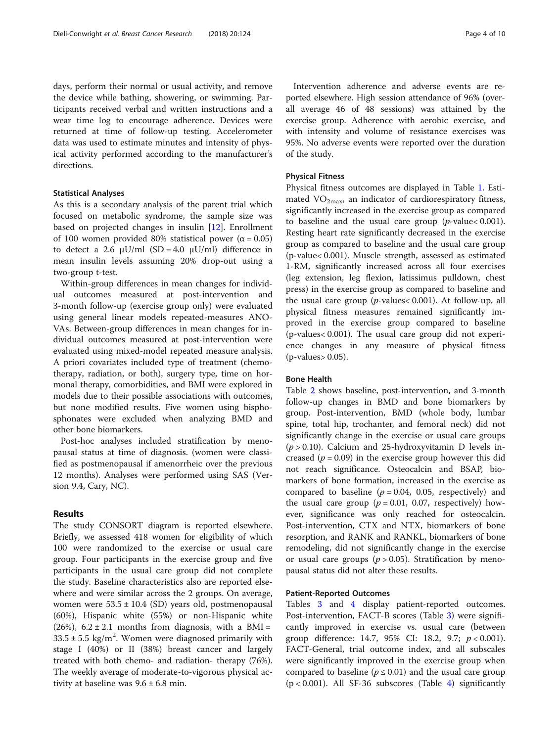days, perform their normal or usual activity, and remove the device while bathing, showering, or swimming. Participants received verbal and written instructions and a wear time log to encourage adherence. Devices were returned at time of follow-up testing. Accelerometer data was used to estimate minutes and intensity of physical activity performed according to the manufacturer's directions.

### Statistical Analyses

As this is a secondary analysis of the parent trial which focused on metabolic syndrome, the sample size was based on projected changes in insulin [12]. Enrollment of 100 women provided 80% statistical power ($\alpha = 0.05$) to detect a 2.6 μU/ml (SD = 4.0 μU/ml) difference in mean insulin levels assuming 20% drop-out using a two-group t-test.

Within-group differences in mean changes for individual outcomes measured at post-intervention and 3-month follow-up (exercise group only) were evaluated using general linear models repeated-measures ANOVAs. Between-group differences in mean changes for individual outcomes measured at post-intervention were evaluated using mixed-model repeated measure analysis. A priori covariates included type of treatment (chemotherapy, radiation, or both), surgery type, time on hormonal therapy, comorbidities, and BMI were explored in models due to their possible associations with outcomes, but none modified results. Five women using bisphosphonates were excluded when analyzing BMD and other bone biomarkers.

Post-hoc analyses included stratification by menopausal status at time of diagnosis. (women were classified as postmenopausal if amenorrheic over the previous 12 months). Analyses were performed using SAS (Version 9.4, Cary, NC).

## Results

The study CONSORT diagram is reported elsewhere. Briefly, we assessed 418 women for eligibility of which 100 were randomized to the exercise or usual care group. Four participants in the exercise group and five participants in the usual care group did not complete the study. Baseline characteristics also are reported elsewhere and were similar across the 2 groups. On average, women were 53.5 ± 10.4 (SD) years old, postmenopausal (60%), Hispanic white (55%) or non-Hispanic white (26%), 6.2 ± 2.1 months from diagnosis, with a BMI = 33.5 ± 5.5 kg/m$^2$. Women were diagnosed primarily with stage I (40%) or II (38%) breast cancer and largely treated with both chemo- and radiation- therapy (76%). The weekly average of moderate-to-vigorous physical activity at baseline was 9.6 ± 6.8 min.

Intervention adherence and adverse events are reported elsewhere. High session attendance of 96% (overall average 46 of 48 sessions) was attained by the exercise group. Adherence with aerobic exercise, and with intensity and volume of resistance exercises was 95%. No adverse events were reported over the duration of the study.

### Physical Fitness

Physical fitness outcomes are displayed in Table 1. Estimated $VO_{2max}$, an indicator of cardiorespiratory fitness, significantly increased in the exercise group as compared to baseline and the usual care group ($p$-value< 0.001). Resting heart rate significantly decreased in the exercise group as compared to baseline and the usual care group (p-value< 0.001). Muscle strength, assessed as estimated 1-RM, significantly increased across all four exercises (leg extension, leg flexion, latissimus pulldown, chest press) in the exercise group as compared to baseline and the usual care group ($p$-values< 0.001). At follow-up, all physical fitness measures remained significantly improved in the exercise group compared to baseline (p-values< 0.001). The usual care group did not experience changes in any measure of physical fitness (p-values> 0.05).

### Bone Health

Table 2 shows baseline, post-intervention, and 3-month follow-up changes in BMD and bone biomarkers by group. Post-intervention, BMD (whole body, lumbar spine, total hip, trochanter, and femoral neck) did not significantly change in the exercise or usual care groups ($p > 0.10$). Calcium and 25-hydroxyvitamin D levels increased ($p = 0.09$) in the exercise group however this did not reach significance. Osteocalcin and BSAP, biomarkers of bone formation, increased in the exercise as compared to baseline ($p = 0.04$, 0.05, respectively) and the usual care group ($p = 0.01$, 0.07, respectively) however, significance was only reached for osteocalcin. Post-intervention, CTX and NTX, biomarkers of bone resorption, and RANK and RANKL, biomarkers of bone remodeling, did not significantly change in the exercise or usual care groups ($p > 0.05$). Stratification by menopausal status did not alter these results.

### Patient-Reported Outcomes

Tables 3 and 4 display patient-reported outcomes. Post-intervention, FACT-B scores (Table 3) were significantly improved in exercise vs. usual care (between group difference: 14.7, 95% CI: 18.2, 9.7; $p < 0.001$). FACT-General, trial outcome index, and all subscales were significantly improved in the exercise group when compared to baseline ($p \le 0.01$) and the usual care group ($p < 0.001$). All SF-36 subscores (Table 4) significantly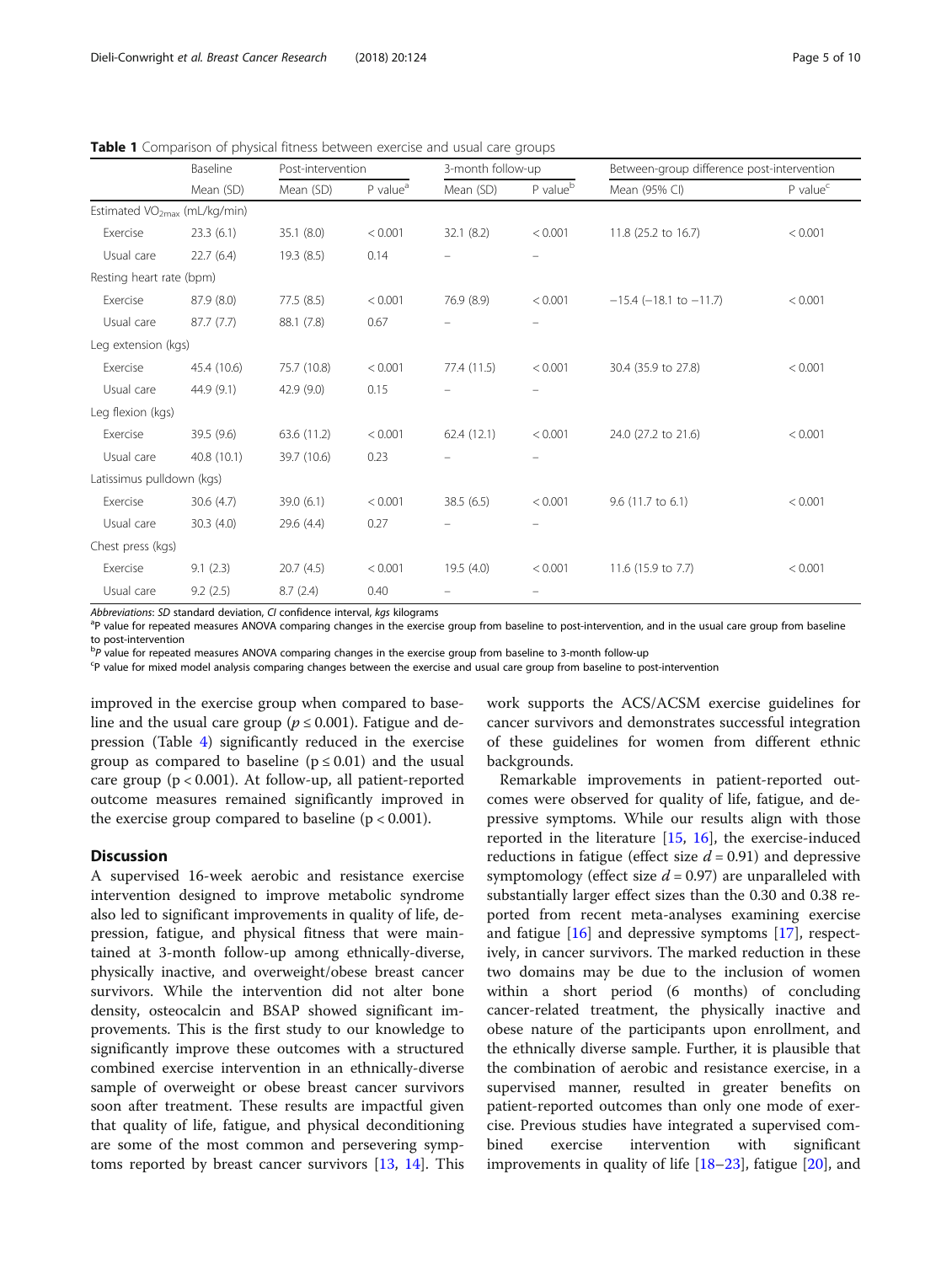**Table 1** Comparison of physical fitness between exercise and usual care groups

| | Baseline | Post-intervention | | 3-month follow-up | | Between-group difference post-intervention | |
|---|---|---|---|---|---|---|---|
| | Mean (SD) | Mean (SD) | P value[a] | Mean (SD) | P value[b] | Mean (95% CI) | P value[c] |
| Estimated $VO_{2max}$ (mL/kg/min) | | | | | | | |
| Exercise | 23.3 (6.1) | 35.1 (8.0) | < 0.001 | 32.1 (8.2) | < 0.001 | 11.8 (25.2 to 16.7) | < 0.001 |
| Usual care | 22.7 (6.4) | 19.3 (8.5) | 0.14 | – | – | | |
| Resting heart rate (bpm) | | | | | | | |
| Exercise | 87.9 (8.0) | 77.5 (8.5) | < 0.001 | 76.9 (8.9) | < 0.001 | −15.4 (−18.1 to −11.7) | < 0.001 |
| Usual care | 87.7 (7.7) | 88.1 (7.8) | 0.67 | – | – | | |
| Leg extension (kgs) | | | | | | | |
| Exercise | 45.4 (10.6) | 75.7 (10.8) | < 0.001 | 77.4 (11.5) | < 0.001 | 30.4 (35.9 to 27.8) | < 0.001 |
| Usual care | 44.9 (9.1) | 42.9 (9.0) | 0.15 | – | – | | |
| Leg flexion (kgs) | | | | | | | |
| Exercise | 39.5 (9.6) | 63.6 (11.2) | < 0.001 | 62.4 (12.1) | < 0.001 | 24.0 (27.2 to 21.6) | < 0.001 |
| Usual care | 40.8 (10.1) | 39.7 (10.6) | 0.23 | – | – | | |
| Latissimus pulldown (kgs) | | | | | | | |
| Exercise | 30.6 (4.7) | 39.0 (6.1) | < 0.001 | 38.5 (6.5) | < 0.001 | 9.6 (11.7 to 6.1) | < 0.001 |
| Usual care | 30.3 (4.0) | 29.6 (4.4) | 0.27 | – | – | | |
| Chest press (kgs) | | | | | | | |
| Exercise | 9.1 (2.3) | 20.7 (4.5) | < 0.001 | 19.5 (4.0) | < 0.001 | 11.6 (15.9 to 7.7) | < 0.001 |
| Usual care | 9.2 (2.5) | 8.7 (2.4) | 0.40 | – | – | | |

*Abbreviations*: *SD* standard deviation, *CI* confidence interval, *kgs* kilograms
[a]P value for repeated measures ANOVA comparing changes in the exercise group from baseline to post-intervention, and in the usual care group from baseline to post-intervention
[b]*P* value for repeated measures ANOVA comparing changes in the exercise group from baseline to 3-month follow-up
[c]P value for mixed model analysis comparing changes between the exercise and usual care group from baseline to post-intervention

improved in the exercise group when compared to baseline and the usual care group ($p \leq 0.001$). Fatigue and depression (Table 4) significantly reduced in the exercise group as compared to baseline ($p \leq 0.01$) and the usual care group ($p < 0.001$). At follow-up, all patient-reported outcome measures remained significantly improved in the exercise group compared to baseline ($p < 0.001$).

## Discussion

A supervised 16-week aerobic and resistance exercise intervention designed to improve metabolic syndrome also led to significant improvements in quality of life, depression, fatigue, and physical fitness that were maintained at 3-month follow-up among ethnically-diverse, physically inactive, and overweight/obese breast cancer survivors. While the intervention did not alter bone density, osteocalcin and BSAP showed significant improvements. This is the first study to our knowledge to significantly improve these outcomes with a structured combined exercise intervention in an ethnically-diverse sample of overweight or obese breast cancer survivors soon after treatment. These results are impactful given that quality of life, fatigue, and physical deconditioning are some of the most common and persevering symptoms reported by breast cancer survivors [13, 14]. This work supports the ACS/ACSM exercise guidelines for cancer survivors and demonstrates successful integration of these guidelines for women from different ethnic backgrounds.

Remarkable improvements in patient-reported outcomes were observed for quality of life, fatigue, and depressive symptoms. While our results align with those reported in the literature [15, 16], the exercise-induced reductions in fatigue (effect size $d = 0.91$) and depressive symptomology (effect size $d = 0.97$) are unparalleled with substantially larger effect sizes than the 0.30 and 0.38 reported from recent meta-analyses examining exercise and fatigue [16] and depressive symptoms [17], respectively, in cancer survivors. The marked reduction in these two domains may be due to the inclusion of women within a short period (6 months) of concluding cancer-related treatment, the physically inactive and obese nature of the participants upon enrollment, and the ethnically diverse sample. Further, it is plausible that the combination of aerobic and resistance exercise, in a supervised manner, resulted in greater benefits on patient-reported outcomes than only one mode of exercise. Previous studies have integrated a supervised combined exercise intervention with significant improvements in quality of life [18–23], fatigue [20], and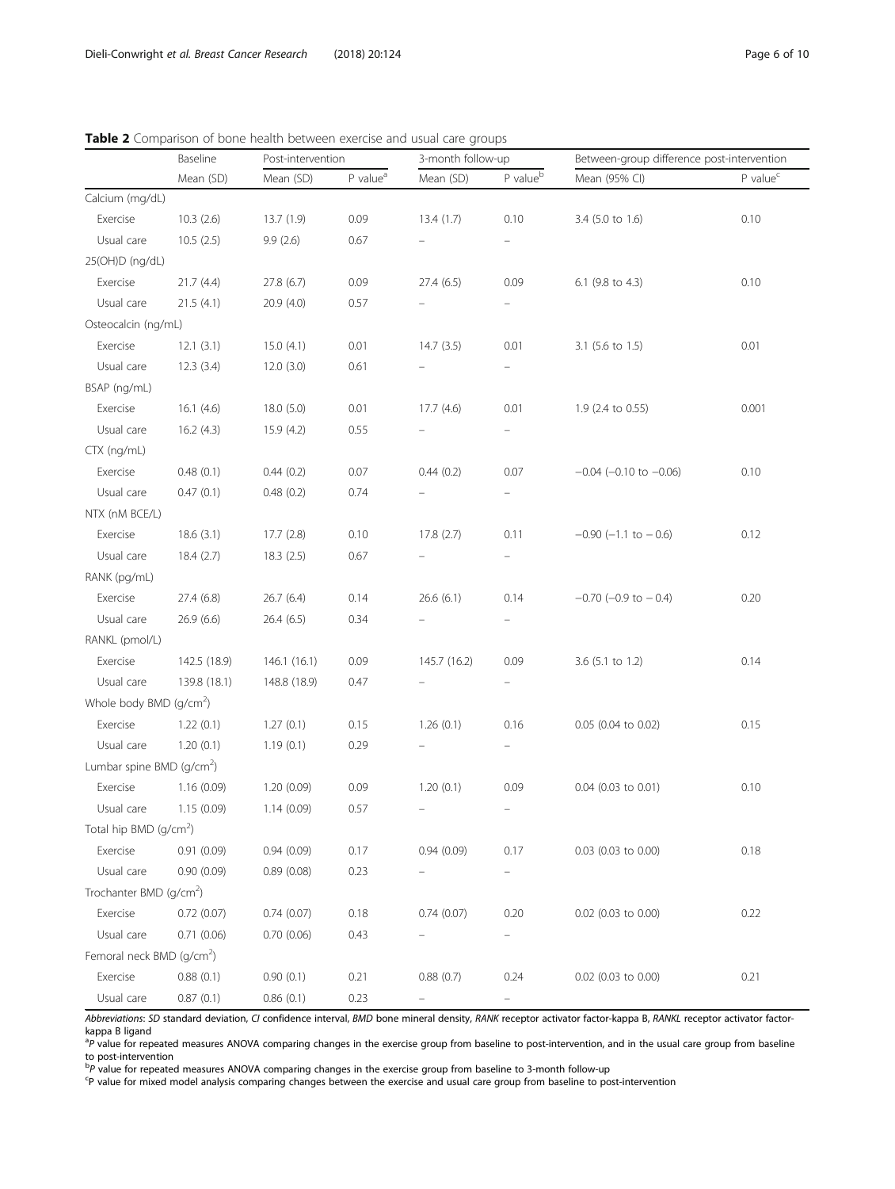**Table 2** Comparison of bone health between exercise and usual care groups

| | Baseline | Post-intervention | | 3-month follow-up | | Between-group difference post-intervention | |
|---|---|---|---|---|---|---|---|
| | Mean (SD) | Mean (SD) | P value[a] | Mean (SD) | P value[b] | Mean (95% CI) | P value[c] |
| Calcium (mg/dL) | | | | | | | |
| Exercise | 10.3 (2.6) | 13.7 (1.9) | 0.09 | 13.4 (1.7) | 0.10 | 3.4 (5.0 to 1.6) | 0.10 |
| Usual care | 10.5 (2.5) | 9.9 (2.6) | 0.67 | – | – | | |
| 25(OH)D (ng/dL) | | | | | | | |
| Exercise | 21.7 (4.4) | 27.8 (6.7) | 0.09 | 27.4 (6.5) | 0.09 | 6.1 (9.8 to 4.3) | 0.10 |
| Usual care | 21.5 (4.1) | 20.9 (4.0) | 0.57 | – | – | | |
| Osteocalcin (ng/mL) | | | | | | | |
| Exercise | 12.1 (3.1) | 15.0 (4.1) | 0.01 | 14.7 (3.5) | 0.01 | 3.1 (5.6 to 1.5) | 0.01 |
| Usual care | 12.3 (3.4) | 12.0 (3.0) | 0.61 | – | – | | |
| BSAP (ng/mL) | | | | | | | |
| Exercise | 16.1 (4.6) | 18.0 (5.0) | 0.01 | 17.7 (4.6) | 0.01 | 1.9 (2.4 to 0.55) | 0.001 |
| Usual care | 16.2 (4.3) | 15.9 (4.2) | 0.55 | – | – | | |
| CTX (ng/mL) | | | | | | | |
| Exercise | 0.48 (0.1) | 0.44 (0.2) | 0.07 | 0.44 (0.2) | 0.07 | −0.04 (−0.10 to −0.06) | 0.10 |
| Usual care | 0.47 (0.1) | 0.48 (0.2) | 0.74 | – | – | | |
| NTX (nM BCE/L) | | | | | | | |
| Exercise | 18.6 (3.1) | 17.7 (2.8) | 0.10 | 17.8 (2.7) | 0.11 | −0.90 (−1.1 to − 0.6) | 0.12 |
| Usual care | 18.4 (2.7) | 18.3 (2.5) | 0.67 | – | – | | |
| RANK (pg/mL) | | | | | | | |
| Exercise | 27.4 (6.8) | 26.7 (6.4) | 0.14 | 26.6 (6.1) | 0.14 | −0.70 (−0.9 to − 0.4) | 0.20 |
| Usual care | 26.9 (6.6) | 26.4 (6.5) | 0.34 | – | – | | |
| RANKL (pmol/L) | | | | | | | |
| Exercise | 142.5 (18.9) | 146.1 (16.1) | 0.09 | 145.7 (16.2) | 0.09 | 3.6 (5.1 to 1.2) | 0.14 |
| Usual care | 139.8 (18.1) | 148.8 (18.9) | 0.47 | – | – | | |
| Whole body BMD (g/cm$^2$) | | | | | | | |
| Exercise | 1.22 (0.1) | 1.27 (0.1) | 0.15 | 1.26 (0.1) | 0.16 | 0.05 (0.04 to 0.02) | 0.15 |
| Usual care | 1.20 (0.1) | 1.19 (0.1) | 0.29 | – | – | | |
| Lumbar spine BMD (g/cm$^2$) | | | | | | | |
| Exercise | 1.16 (0.09) | 1.20 (0.09) | 0.09 | 1.20 (0.1) | 0.09 | 0.04 (0.03 to 0.01) | 0.10 |
| Usual care | 1.15 (0.09) | 1.14 (0.09) | 0.57 | – | – | | |
| Total hip BMD (g/cm$^2$) | | | | | | | |
| Exercise | 0.91 (0.09) | 0.94 (0.09) | 0.17 | 0.94 (0.09) | 0.17 | 0.03 (0.03 to 0.00) | 0.18 |
| Usual care | 0.90 (0.09) | 0.89 (0.08) | 0.23 | – | – | | |
| Trochanter BMD (g/cm$^2$) | | | | | | | |
| Exercise | 0.72 (0.07) | 0.74 (0.07) | 0.18 | 0.74 (0.07) | 0.20 | 0.02 (0.03 to 0.00) | 0.22 |
| Usual care | 0.71 (0.06) | 0.70 (0.06) | 0.43 | – | – | | |
| Femoral neck BMD (g/cm$^2$) | | | | | | | |
| Exercise | 0.88 (0.1) | 0.90 (0.1) | 0.21 | 0.88 (0.7) | 0.24 | 0.02 (0.03 to 0.00) | 0.21 |
| Usual care | 0.87 (0.1) | 0.86 (0.1) | 0.23 | – | – | | |

*Abbreviations*: *SD* standard deviation, *CI* confidence interval, *BMD* bone mineral density, *RANK* receptor activator factor-kappa B, *RANKL* receptor activator factor-kappa B ligand

[a] *P* value for repeated measures ANOVA comparing changes in the exercise group from baseline to post-intervention, and in the usual care group from baseline to post-intervention

[b] *P* value for repeated measures ANOVA comparing changes in the exercise group from baseline to 3-month follow-up

[c] P value for mixed model analysis comparing changes between the exercise and usual care group from baseline to post-intervention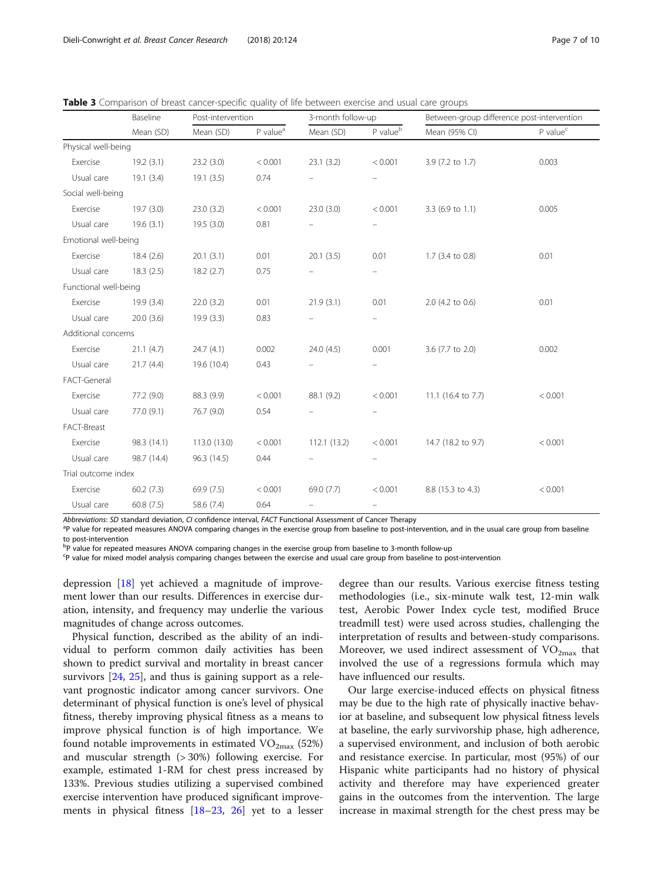**Table 3** Comparison of breast cancer-specific quality of life between exercise and usual care groups

| | Baseline | Post-intervention | | 3-month follow-up | | Between-group difference post-intervention | |
|---|---|---|---|---|---|---|---|
| | Mean (SD) | Mean (SD) | P value[a] | Mean (SD) | P value[b] | Mean (95% CI) | P value[c] |
| Physical well-being | | | | | | | |
| Exercise | 19.2 (3.1) | 23.2 (3.0) | < 0.001 | 23.1 (3.2) | < 0.001 | 3.9 (7.2 to 1.7) | 0.003 |
| Usual care | 19.1 (3.4) | 19.1 (3.5) | 0.74 | – | – | | |
| Social well-being | | | | | | | |
| Exercise | 19.7 (3.0) | 23.0 (3.2) | < 0.001 | 23.0 (3.0) | < 0.001 | 3.3 (6.9 to 1.1) | 0.005 |
| Usual care | 19.6 (3.1) | 19.5 (3.0) | 0.81 | – | – | | |
| Emotional well-being | | | | | | | |
| Exercise | 18.4 (2.6) | 20.1 (3.1) | 0.01 | 20.1 (3.5) | 0.01 | 1.7 (3.4 to 0.8) | 0.01 |
| Usual care | 18.3 (2.5) | 18.2 (2.7) | 0.75 | – | – | | |
| Functional well-being | | | | | | | |
| Exercise | 19.9 (3.4) | 22.0 (3.2) | 0.01 | 21.9 (3.1) | 0.01 | 2.0 (4.2 to 0.6) | 0.01 |
| Usual care | 20.0 (3.6) | 19.9 (3.3) | 0.83 | – | – | | |
| Additional concerns | | | | | | | |
| Exercise | 21.1 (4.7) | 24.7 (4.1) | 0.002 | 24.0 (4.5) | 0.001 | 3.6 (7.7 to 2.0) | 0.002 |
| Usual care | 21.7 (4.4) | 19.6 (10.4) | 0.43 | – | – | | |
| FACT-General | | | | | | | |
| Exercise | 77.2 (9.0) | 88.3 (9.9) | < 0.001 | 88.1 (9.2) | < 0.001 | 11.1 (16.4 to 7.7) | < 0.001 |
| Usual care | 77.0 (9.1) | 76.7 (9.0) | 0.54 | – | – | | |
| FACT-Breast | | | | | | | |
| Exercise | 98.3 (14.1) | 113.0 (13.0) | < 0.001 | 112.1 (13.2) | < 0.001 | 14.7 (18.2 to 9.7) | < 0.001 |
| Usual care | 98.7 (14.4) | 96.3 (14.5) | 0.44 | – | – | | |
| Trial outcome index | | | | | | | |
| Exercise | 60.2 (7.3) | 69.9 (7.5) | < 0.001 | 69.0 (7.7) | < 0.001 | 8.8 (15.3 to 4.3) | < 0.001 |
| Usual care | 60.8 (7.5) | 58.6 (7.4) | 0.64 | – | – | | |

*Abbreviations*: *SD* standard deviation, *CI* confidence interval, *FACT* Functional Assessment of Cancer Therapy

[a]P value for repeated measures ANOVA comparing changes in the exercise group from baseline to post-intervention, and in the usual care group from baseline to post-intervention

[b]P value for repeated measures ANOVA comparing changes in the exercise group from baseline to 3-month follow-up

[c]P value for mixed model analysis comparing changes between the exercise and usual care group from baseline to post-intervention

depression [18] yet achieved a magnitude of improvement lower than our results. Differences in exercise duration, intensity, and frequency may underlie the various magnitudes of change across outcomes.

Physical function, described as the ability of an individual to perform common daily activities has been shown to predict survival and mortality in breast cancer survivors [24, 25], and thus is gaining support as a relevant prognostic indicator among cancer survivors. One determinant of physical function is one's level of physical fitness, thereby improving physical fitness as a means to improve physical function is of high importance. We found notable improvements in estimated $VO_{2max}$ (52%) and muscular strength (> 30%) following exercise. For example, estimated 1-RM for chest press increased by 133%. Previous studies utilizing a supervised combined exercise intervention have produced significant improvements in physical fitness [18–23, 26] yet to a lesser degree than our results. Various exercise fitness testing methodologies (i.e., six-minute walk test, 12-min walk test, Aerobic Power Index cycle test, modified Bruce treadmill test) were used across studies, challenging the interpretation of results and between-study comparisons. Moreover, we used indirect assessment of $VO_{2max}$ that involved the use of a regressions formula which may have influenced our results.

Our large exercise-induced effects on physical fitness may be due to the high rate of physically inactive behavior at baseline, and subsequent low physical fitness levels at baseline, the early survivorship phase, high adherence, a supervised environment, and inclusion of both aerobic and resistance exercise. In particular, most (95%) of our Hispanic white participants had no history of physical activity and therefore may have experienced greater gains in the outcomes from the intervention. The large increase in maximal strength for the chest press may be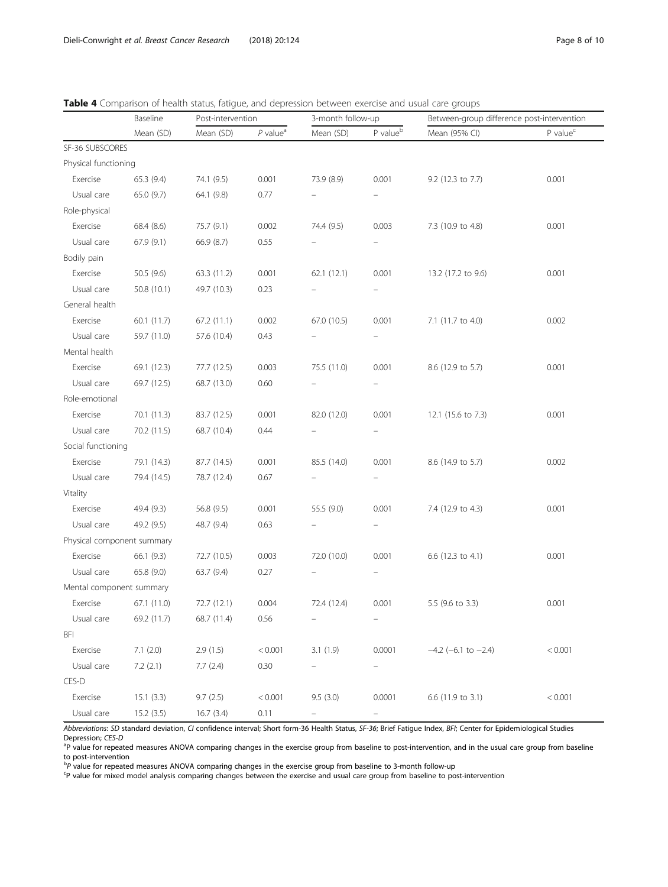**Table 4** Comparison of health status, fatigue, and depression between exercise and usual care groups

| | Baseline | Post-intervention | | 3-month follow-up | | Between-group difference post-intervention | |
|---|---|---|---|---|---|---|---|
| | Mean (SD) | Mean (SD) | *P* value[a] | Mean (SD) | P value[b] | Mean (95% CI) | P value[c] |
| SF-36 SUBSCORES | | | | | | | |
| Physical functioning | | | | | | | |
| Exercise | 65.3 (9.4) | 74.1 (9.5) | 0.001 | 73.9 (8.9) | 0.001 | 9.2 (12.3 to 7.7) | 0.001 |
| Usual care | 65.0 (9.7) | 64.1 (9.8) | 0.77 | – | – | | |
| Role-physical | | | | | | | |
| Exercise | 68.4 (8.6) | 75.7 (9.1) | 0.002 | 74.4 (9.5) | 0.003 | 7.3 (10.9 to 4.8) | 0.001 |
| Usual care | 67.9 (9.1) | 66.9 (8.7) | 0.55 | – | – | | |
| Bodily pain | | | | | | | |
| Exercise | 50.5 (9.6) | 63.3 (11.2) | 0.001 | 62.1 (12.1) | 0.001 | 13.2 (17.2 to 9.6) | 0.001 |
| Usual care | 50.8 (10.1) | 49.7 (10.3) | 0.23 | – | – | | |
| General health | | | | | | | |
| Exercise | 60.1 (11.7) | 67.2 (11.1) | 0.002 | 67.0 (10.5) | 0.001 | 7.1 (11.7 to 4.0) | 0.002 |
| Usual care | 59.7 (11.0) | 57.6 (10.4) | 0.43 | – | – | | |
| Mental health | | | | | | | |
| Exercise | 69.1 (12.3) | 77.7 (12.5) | 0.003 | 75.5 (11.0) | 0.001 | 8.6 (12.9 to 5.7) | 0.001 |
| Usual care | 69.7 (12.5) | 68.7 (13.0) | 0.60 | – | – | | |
| Role-emotional | | | | | | | |
| Exercise | 70.1 (11.3) | 83.7 (12.5) | 0.001 | 82.0 (12.0) | 0.001 | 12.1 (15.6 to 7.3) | 0.001 |
| Usual care | 70.2 (11.5) | 68.7 (10.4) | 0.44 | – | – | | |
| Social functioning | | | | | | | |
| Exercise | 79.1 (14.3) | 87.7 (14.5) | 0.001 | 85.5 (14.0) | 0.001 | 8.6 (14.9 to 5.7) | 0.002 |
| Usual care | 79.4 (14.5) | 78.7 (12.4) | 0.67 | – | – | | |
| Vitality | | | | | | | |
| Exercise | 49.4 (9.3) | 56.8 (9.5) | 0.001 | 55.5 (9.0) | 0.001 | 7.4 (12.9 to 4.3) | 0.001 |
| Usual care | 49.2 (9.5) | 48.7 (9.4) | 0.63 | – | – | | |
| Physical component summary | | | | | | | |
| Exercise | 66.1 (9.3) | 72.7 (10.5) | 0.003 | 72.0 (10.0) | 0.001 | 6.6 (12.3 to 4.1) | 0.001 |
| Usual care | 65.8 (9.0) | 63.7 (9.4) | 0.27 | – | – | | |
| Mental component summary | | | | | | | |
| Exercise | 67.1 (11.0) | 72.7 (12.1) | 0.004 | 72.4 (12.4) | 0.001 | 5.5 (9.6 to 3.3) | 0.001 |
| Usual care | 69.2 (11.7) | 68.7 (11.4) | 0.56 | – | – | | |
| BFI | | | | | | | |
| Exercise | 7.1 (2.0) | 2.9 (1.5) | < 0.001 | 3.1 (1.9) | 0.0001 | −4.2 (−6.1 to −2.4) | < 0.001 |
| Usual care | 7.2 (2.1) | 7.7 (2.4) | 0.30 | – | – | | |
| CES-D | | | | | | | |
| Exercise | 15.1 (3.3) | 9.7 (2.5) | < 0.001 | 9.5 (3.0) | 0.0001 | 6.6 (11.9 to 3.1) | < 0.001 |
| Usual care | 15.2 (3.5) | 16.7 (3.4) | 0.11 | – | – | | |

*Abbreviations*: *SD* standard deviation, *CI* confidence interval; Short form-36 Health Status, *SF-36*; Brief Fatigue Index, *BFI*; Center for Epidemiological Studies Depression; *CES-D*

[a]P value for repeated measures ANOVA comparing changes in the exercise group from baseline to post-intervention, and in the usual care group from baseline to post-intervention

[b]*P* value for repeated measures ANOVA comparing changes in the exercise group from baseline to 3-month follow-up

[c]P value for mixed model analysis comparing changes between the exercise and usual care group from baseline to post-intervention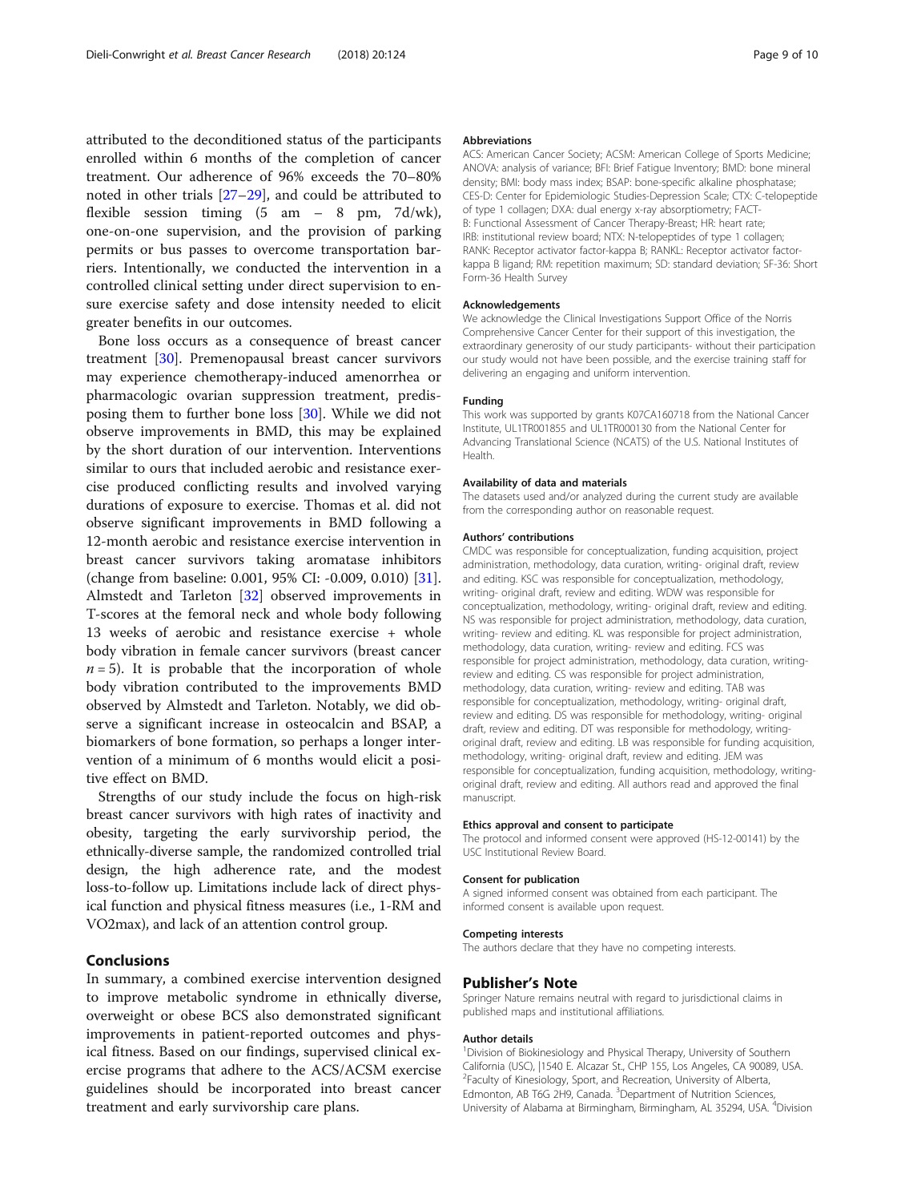attributed to the deconditioned status of the participants enrolled within 6 months of the completion of cancer treatment. Our adherence of 96% exceeds the 70–80% noted in other trials [27–29], and could be attributed to flexible session timing (5 am – 8 pm, 7d/wk), one-on-one supervision, and the provision of parking permits or bus passes to overcome transportation barriers. Intentionally, we conducted the intervention in a controlled clinical setting under direct supervision to ensure exercise safety and dose intensity needed to elicit greater benefits in our outcomes.

Bone loss occurs as a consequence of breast cancer treatment [30]. Premenopausal breast cancer survivors may experience chemotherapy-induced amenorrhea or pharmacologic ovarian suppression treatment, predisposing them to further bone loss [30]. While we did not observe improvements in BMD, this may be explained by the short duration of our intervention. Interventions similar to ours that included aerobic and resistance exercise produced conflicting results and involved varying durations of exposure to exercise. Thomas et al. did not observe significant improvements in BMD following a 12-month aerobic and resistance exercise intervention in breast cancer survivors taking aromatase inhibitors (change from baseline: 0.001, 95% CI: -0.009, 0.010) [31]. Almstedt and Tarleton [32] observed improvements in T-scores at the femoral neck and whole body following 13 weeks of aerobic and resistance exercise + whole body vibration in female cancer survivors (breast cancer $n = 5$). It is probable that the incorporation of whole body vibration contributed to the improvements BMD observed by Almstedt and Tarleton. Notably, we did observe a significant increase in osteocalcin and BSAP, a biomarkers of bone formation, so perhaps a longer intervention of a minimum of 6 months would elicit a positive effect on BMD.

Strengths of our study include the focus on high-risk breast cancer survivors with high rates of inactivity and obesity, targeting the early survivorship period, the ethnically-diverse sample, the randomized controlled trial design, the high adherence rate, and the modest loss-to-follow up. Limitations include lack of direct physical function and physical fitness measures (i.e., 1-RM and VO2max), and lack of an attention control group.

## Conclusions

In summary, a combined exercise intervention designed to improve metabolic syndrome in ethnically diverse, overweight or obese BCS also demonstrated significant improvements in patient-reported outcomes and physical fitness. Based on our findings, supervised clinical exercise programs that adhere to the ACS/ACSM exercise guidelines should be incorporated into breast cancer treatment and early survivorship care plans.

#### Abbreviations

ACS: American Cancer Society; ACSM: American College of Sports Medicine; ANOVA: analysis of variance; BFI: Brief Fatigue Inventory; BMD: bone mineral density; BMI: body mass index; BSAP: bone-specific alkaline phosphatase; CES-D: Center for Epidemiologic Studies-Depression Scale; CTX: C-telopeptide of type 1 collagen; DXA: dual energy x-ray absorptiometry; FACT-B: Functional Assessment of Cancer Therapy-Breast; HR: heart rate; IRB: institutional review board; NTX: N-telopeptides of type 1 collagen; RANK: Receptor activator factor-kappa B; RANKL: Receptor activator factor-kappa B ligand; RM: repetition maximum; SD: standard deviation; SF-36: Short Form-36 Health Survey

#### Acknowledgements

We acknowledge the Clinical Investigations Support Office of the Norris Comprehensive Cancer Center for their support of this investigation, the extraordinary generosity of our study participants- without their participation our study would not have been possible, and the exercise training staff for delivering an engaging and uniform intervention.

#### Funding

This work was supported by grants K07CA160718 from the National Cancer Institute, UL1TR001855 and UL1TR000130 from the National Center for Advancing Translational Science (NCATS) of the U.S. National Institutes of Health.

#### Availability of data and materials

The datasets used and/or analyzed during the current study are available from the corresponding author on reasonable request.

#### Authors' contributions

CMDC was responsible for conceptualization, funding acquisition, project administration, methodology, data curation, writing- original draft, review and editing. KSC was responsible for conceptualization, methodology, writing- original draft, review and editing. WDW was responsible for conceptualization, methodology, writing- original draft, review and editing. NS was responsible for project administration, methodology, data curation, writing- review and editing. KL was responsible for project administration, methodology, data curation, writing- review and editing. FCS was responsible for project administration, methodology, data curation, writing- review and editing. CS was responsible for project administration, methodology, data curation, writing- review and editing. TAB was responsible for conceptualization, methodology, writing- original draft, review and editing. DS was responsible for methodology, writing- original draft, review and editing. DT was responsible for methodology, writing- original draft, review and editing. LB was responsible for funding acquisition, methodology, writing- original draft, review and editing. JEM was responsible for conceptualization, funding acquisition, methodology, writing- original draft, review and editing. All authors read and approved the final manuscript.

#### Ethics approval and consent to participate

The protocol and informed consent were approved (HS-12-00141) by the USC Institutional Review Board.

#### Consent for publication

A signed informed consent was obtained from each participant. The informed consent is available upon request.

#### Competing interests

The authors declare that they have no competing interests.

### Publisher's Note

Springer Nature remains neutral with regard to jurisdictional claims in published maps and institutional affiliations.

#### Author details

[1]Division of Biokinesiology and Physical Therapy, University of Southern California (USC), |1540 E. Alcazar St., CHP 155, Los Angeles, CA 90089, USA. [2]Faculty of Kinesiology, Sport, and Recreation, University of Alberta, Edmonton, AB T6G 2H9, Canada. [3]Department of Nutrition Sciences, University of Alabama at Birmingham, Birmingham, AL 35294, USA. [4]Division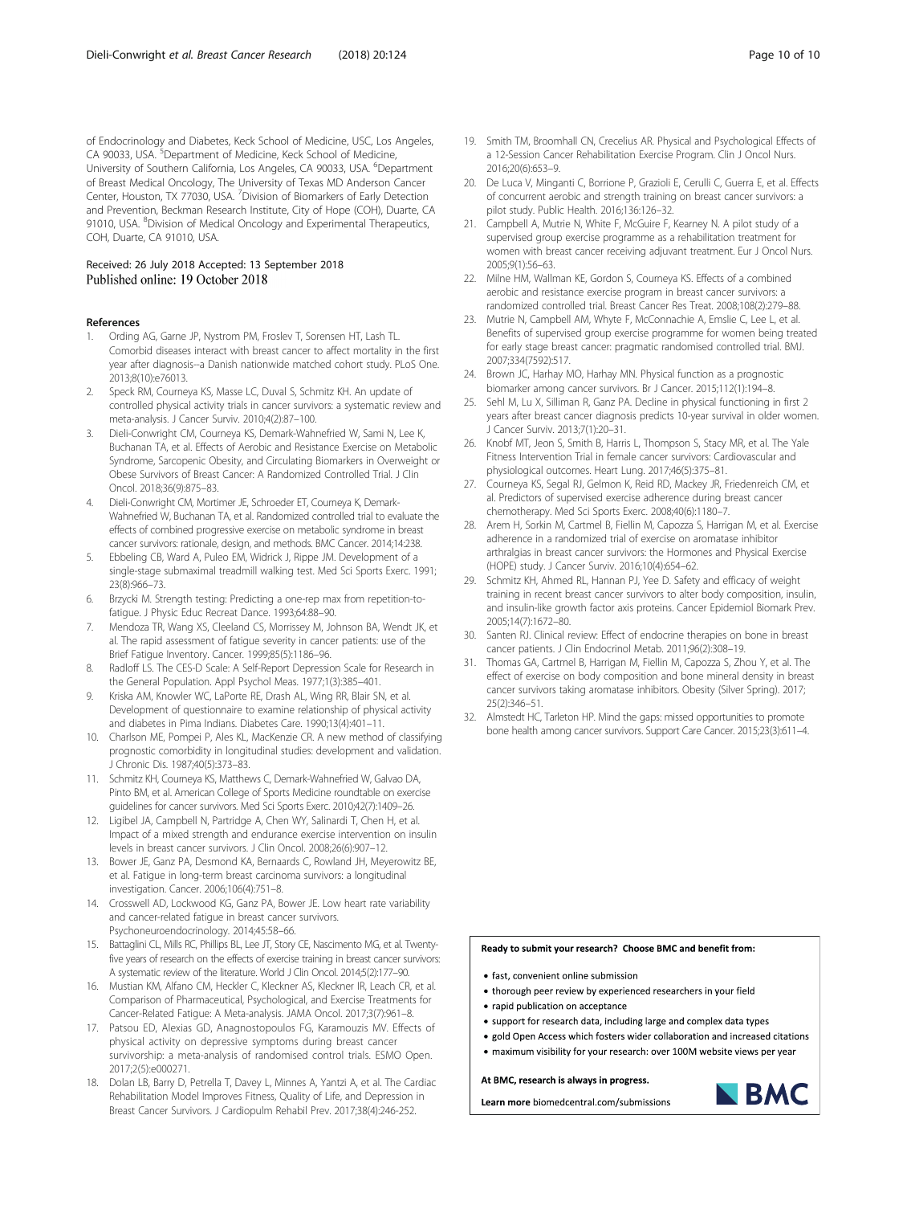of Endocrinology and Diabetes, Keck School of Medicine, USC, Los Angeles, CA 90033, USA. [5]Department of Medicine, Keck School of Medicine, University of Southern California, Los Angeles, CA 90033, USA. [6]Department of Breast Medical Oncology, The University of Texas MD Anderson Cancer Center, Houston, TX 77030, USA. [7]Division of Biomarkers of Early Detection and Prevention, Beckman Research Institute, City of Hope (COH), Duarte, CA 91010, USA. [8]Division of Medical Oncology and Experimental Therapeutics, COH, Duarte, CA 91010, USA.

Received: 26 July 2018 Accepted: 13 September 2018
Published online: 19 October 2018

## References

1. Ording AG, Garne JP, Nystrom PM, Froslev T, Sorensen HT, Lash TL. Comorbid diseases interact with breast cancer to affect mortality in the first year after diagnosis--a Danish nationwide matched cohort study. PLoS One. 2013;8(10):e76013.
2. Speck RM, Courneya KS, Masse LC, Duval S, Schmitz KH. An update of controlled physical activity trials in cancer survivors: a systematic review and meta-analysis. J Cancer Surviv. 2010;4(2):87–100.
3. Dieli-Conwright CM, Courneya KS, Demark-Wahnefried W, Sami N, Lee K, Buchanan TA, et al. Effects of Aerobic and Resistance Exercise on Metabolic Syndrome, Sarcopenic Obesity, and Circulating Biomarkers in Overweight or Obese Survivors of Breast Cancer: A Randomized Controlled Trial. J Clin Oncol. 2018;36(9):875–83.
4. Dieli-Conwright CM, Mortimer JE, Schroeder ET, Courneya K, Demark-Wahnefried W, Buchanan TA, et al. Randomized controlled trial to evaluate the effects of combined progressive exercise on metabolic syndrome in breast cancer survivors: rationale, design, and methods. BMC Cancer. 2014;14:238.
5. Ebbeling CB, Ward A, Puleo EM, Widrick J, Rippe JM. Development of a single-stage submaximal treadmill walking test. Med Sci Sports Exerc. 1991; 23(8):966–73.
6. Brzycki M. Strength testing: Predicting a one-rep max from repetition-to-fatigue. J Physic Educ Recreat Dance. 1993;64:88–90.
7. Mendoza TR, Wang XS, Cleeland CS, Morrissey M, Johnson BA, Wendt JK, et al. The rapid assessment of fatigue severity in cancer patients: use of the Brief Fatigue Inventory. Cancer. 1999;85(5):1186–96.
8. Radloff LS. The CES-D Scale: A Self-Report Depression Scale for Research in the General Population. Appl Psychol Meas. 1977;1(3):385–401.
9. Kriska AM, Knowler WC, LaPorte RE, Drash AL, Wing RR, Blair SN, et al. Development of questionnaire to examine relationship of physical activity and diabetes in Pima Indians. Diabetes Care. 1990;13(4):401–11.
10. Charlson ME, Pompei P, Ales KL, MacKenzie CR. A new method of classifying prognostic comorbidity in longitudinal studies: development and validation. J Chronic Dis. 1987;40(5):373–83.
11. Schmitz KH, Courneya KS, Matthews C, Demark-Wahnefried W, Galvao DA, Pinto BM, et al. American College of Sports Medicine roundtable on exercise guidelines for cancer survivors. Med Sci Sports Exerc. 2010;42(7):1409–26.
12. Ligibel JA, Campbell N, Partridge A, Chen WY, Salinardi T, Chen H, et al. Impact of a mixed strength and endurance exercise intervention on insulin levels in breast cancer survivors. J Clin Oncol. 2008;26(6):907–12.
13. Bower JE, Ganz PA, Desmond KA, Bernaards C, Rowland JH, Meyerowitz BE, et al. Fatigue in long-term breast carcinoma survivors: a longitudinal investigation. Cancer. 2006;106(4):751–8.
14. Crosswell AD, Lockwood KG, Ganz PA, Bower JE. Low heart rate variability and cancer-related fatigue in breast cancer survivors. Psychoneuroendocrinology. 2014;45:58–66.
15. Battaglini CL, Mills RC, Phillips BL, Lee JT, Story CE, Nascimento MG, et al. Twenty-five years of research on the effects of exercise training in breast cancer survivors: A systematic review of the literature. World J Clin Oncol. 2014;5(2):177–90.
16. Mustian KM, Alfano CM, Heckler C, Kleckner AS, Kleckner IR, Leach CR, et al. Comparison of Pharmaceutical, Psychological, and Exercise Treatments for Cancer-Related Fatigue: A Meta-analysis. JAMA Oncol. 2017;3(7):961–8.
17. Patsou ED, Alexias GD, Anagnostopoulos FG, Karamouzis MV. Effects of physical activity on depressive symptoms during breast cancer survivorship: a meta-analysis of randomised control trials. ESMO Open. 2017;2(5):e000271.
18. Dolan LB, Barry D, Petrella T, Davey L, Minnes A, Yantzi A, et al. The Cardiac Rehabilitation Model Improves Fitness, Quality of Life, and Depression in Breast Cancer Survivors. J Cardiopulm Rehabil Prev. 2017;38(4):246-252.
19. Smith TM, Broomhall CN, Crecelius AR. Physical and Psychological Effects of a 12-Session Cancer Rehabilitation Exercise Program. Clin J Oncol Nurs. 2016;20(6):653–9.
20. De Luca V, Minganti C, Borrione P, Grazioli E, Cerulli C, Guerra E, et al. Effects of concurrent aerobic and strength training on breast cancer survivors: a pilot study. Public Health. 2016;136:126–32.
21. Campbell A, Mutrie N, White F, McGuire F, Kearney N. A pilot study of a supervised group exercise programme as a rehabilitation treatment for women with breast cancer receiving adjuvant treatment. Eur J Oncol Nurs. 2005;9(1):56–63.
22. Milne HM, Wallman KE, Gordon S, Courneya KS. Effects of a combined aerobic and resistance exercise program in breast cancer survivors: a randomized controlled trial. Breast Cancer Res Treat. 2008;108(2):279–88.
23. Mutrie N, Campbell AM, Whyte F, McConnachie A, Emslie C, Lee L, et al. Benefits of supervised group exercise programme for women being treated for early stage breast cancer: pragmatic randomised controlled trial. BMJ. 2007;334(7592):517.
24. Brown JC, Harhay MO, Harhay MN. Physical function as a prognostic biomarker among cancer survivors. Br J Cancer. 2015;112(1):194–8.
25. Sehl M, Lu X, Silliman R, Ganz PA. Decline in physical functioning in first 2 years after breast cancer diagnosis predicts 10-year survival in older women. J Cancer Surviv. 2013;7(1):20–31.
26. Knobf MT, Jeon S, Smith B, Harris L, Thompson S, Stacy MR, et al. The Yale Fitness Intervention Trial in female cancer survivors: Cardiovascular and physiological outcomes. Heart Lung. 2017;46(5):375–81.
27. Courneya KS, Segal RJ, Gelmon K, Reid RD, Mackey JR, Friedenreich CM, et al. Predictors of supervised exercise adherence during breast cancer chemotherapy. Med Sci Sports Exerc. 2008;40(6):1180–7.
28. Arem H, Sorkin M, Cartmel B, Fiellin M, Capozza S, Harrigan M, et al. Exercise adherence in a randomized trial of exercise on aromatase inhibitor arthralgias in breast cancer survivors: the Hormones and Physical Exercise (HOPE) study. J Cancer Surviv. 2016;10(4):654–62.
29. Schmitz KH, Ahmed RL, Hannan PJ, Yee D. Safety and efficacy of weight training in recent breast cancer survivors to alter body composition, insulin, and insulin-like growth factor axis proteins. Cancer Epidemiol Biomark Prev. 2005;14(7):1672–80.
30. Santen RJ. Clinical review: Effect of endocrine therapies on bone in breast cancer patients. J Clin Endocrinol Metab. 2011;96(2):308–19.
31. Thomas GA, Cartmel B, Harrigan M, Fiellin M, Capozza S, Zhou Y, et al. The effect of exercise on body composition and bone mineral density in breast cancer survivors taking aromatase inhibitors. Obesity (Silver Spring). 2017; 25(2):346–51.
32. Almstedt HC, Tarleton HP. Mind the gaps: missed opportunities to promote bone health among cancer survivors. Support Care Cancer. 2015;23(3):611–4.

**Ready to submit your research? Choose BMC and benefit from:**

- fast, convenient online submission
- thorough peer review by experienced researchers in your field
- rapid publication on acceptance
- support for research data, including large and complex data types
- gold Open Access which fosters wider collaboration and increased citations
- maximum visibility for your research: over 100M website views per year

**At BMC, research is always in progress.**

**Learn more** biomedcentral.com/submissions

BMC